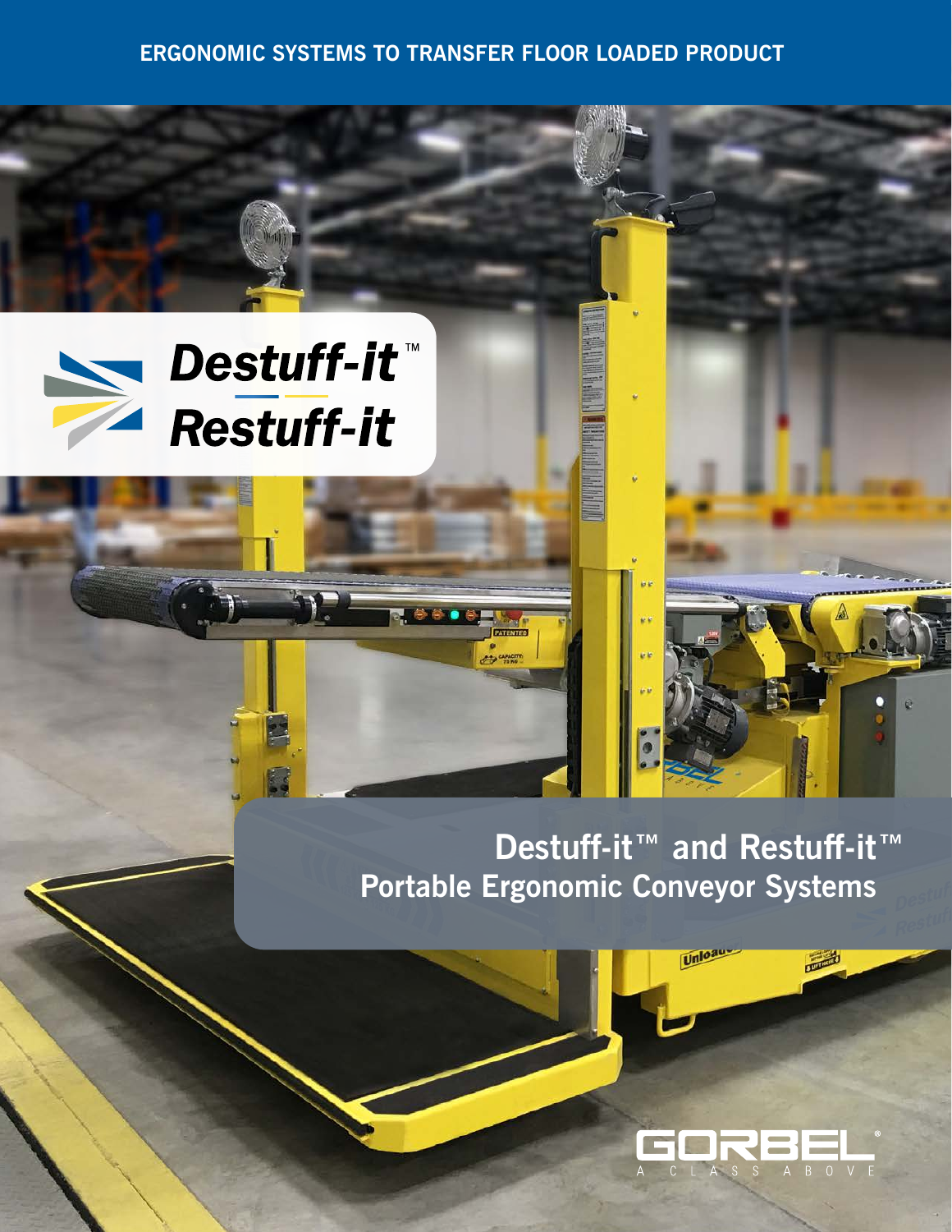ERGONOMIC SYSTEMS TO TRANSFER FLOOR LOADED PRODUCT

# Destuff-it™ Restuff-it

## Destuff-it™ and Restuff-it™ Portable Ergonomic Conveyor Systems

GORBEL® A CLASS ABOVE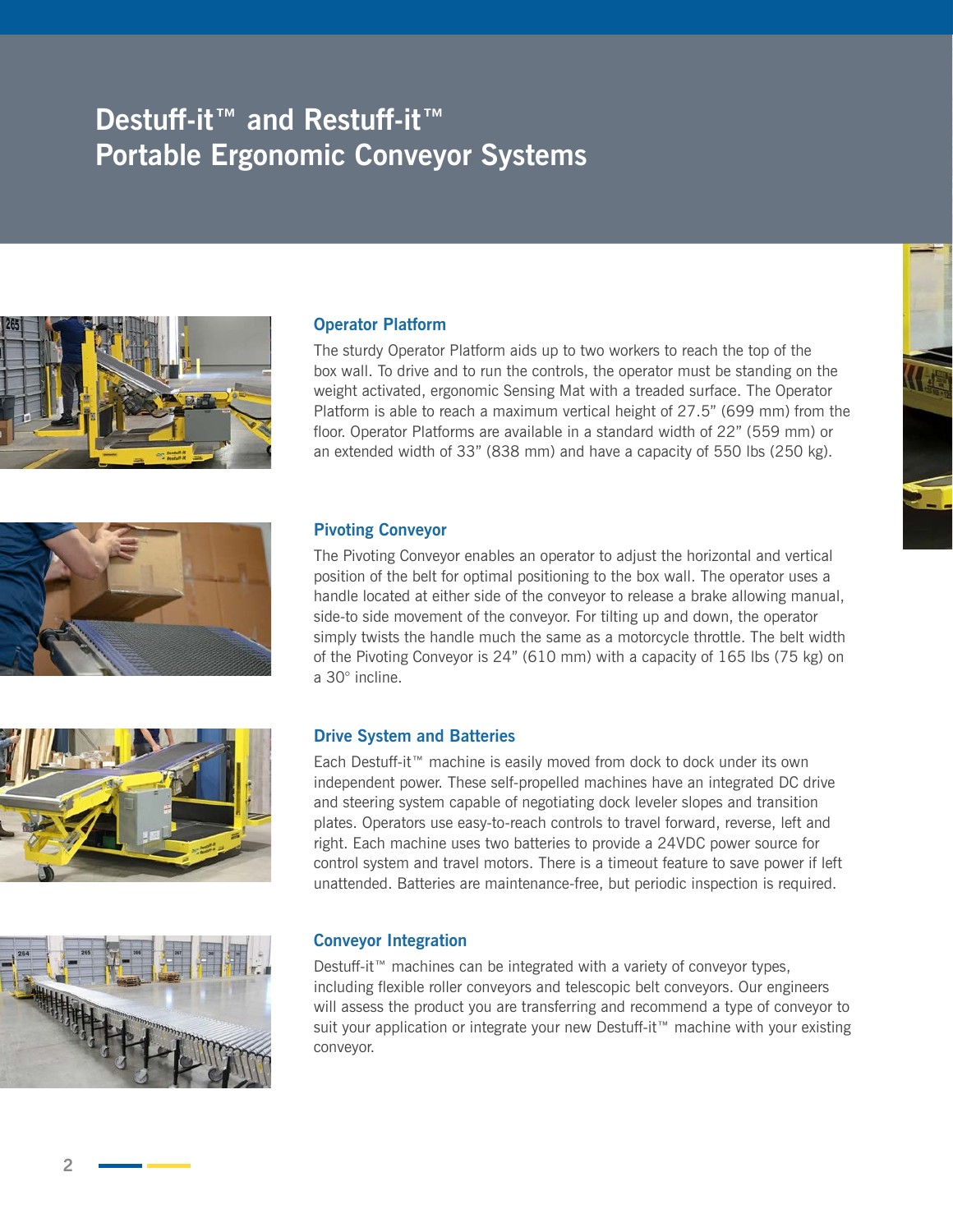# Destuff-it™ and Restuff-it™ Portable Ergonomic Conveyor Systems

## Operator Platform

The sturdy Operator Platform aids up to two workers to reach the top of the box wall. To drive and to run the controls, the operator must be standing on the weight activated, ergonomic Sensing Mat with a treaded surface. The Operator Platform is able to reach a maximum vertical height of 27.5" (699 mm) from the floor. Operator Platforms are available in a standard width of 22" (559 mm) or an extended width of 33" (838 mm) and have a capacity of 550 lbs (250 kg).

## Pivoting Conveyor

The Pivoting Conveyor enables an operator to adjust the horizontal and vertical position of the belt for optimal positioning to the box wall. The operator uses a handle located at either side of the conveyor to release a brake allowing manual, side-to side movement of the conveyor. For tilting up and down, the operator simply twists the handle much the same as a motorcycle throttle. The belt width of the Pivoting Conveyor is 24" (610 mm) with a capacity of 165 lbs (75 kg) on a 30° incline.

## Drive System and Batteries

Each Destuff-it™ machine is easily moved from dock to dock under its own independent power. These self-propelled machines have an integrated DC drive and steering system capable of negotiating dock leveler slopes and transition plates. Operators use easy-to-reach controls to travel forward, reverse, left and right. Each machine uses two batteries to provide a 24VDC power source for control system and travel motors. There is a timeout feature to save power if left unattended. Batteries are maintenance-free, but periodic inspection is required.

## Conveyor Integration

Destuff-it™ machines can be integrated with a variety of conveyor types, including flexible roller conveyors and telescopic belt conveyors. Our engineers will assess the product you are transferring and recommend a type of conveyor to suit your application or integrate your new Destuff-it™ machine with your existing conveyor.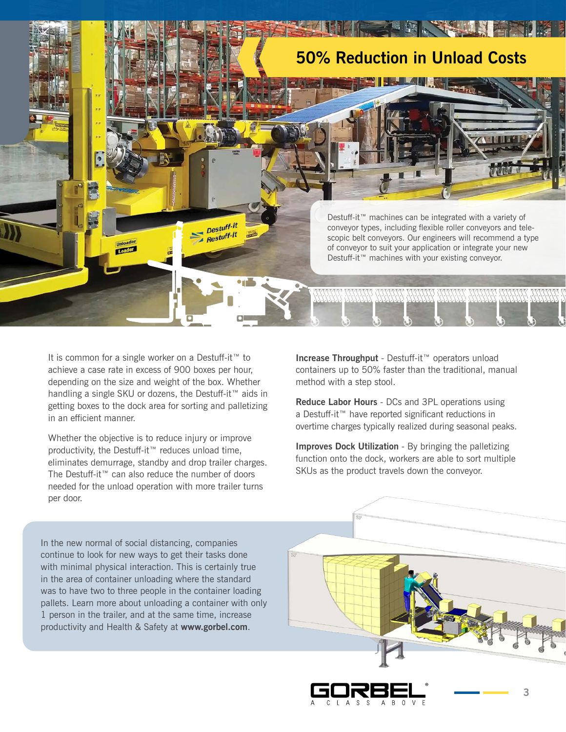## 50% Reduction in Unload Costs

Destuff-it™ machines can be integrated with a variety of conveyor types, including flexible roller conveyors and telescopic belt conveyors. Our engineers will recommend a type of conveyor to suit your application or integrate your new Destuff-it™ machines with your existing conveyor.

It is common for a single worker on a Destuff-it™ to achieve a case rate in excess of 900 boxes per hour, depending on the size and weight of the box. Whether handling a single SKU or dozens, the Destuff-it™ aids in getting boxes to the dock area for sorting and palletizing in an efficient manner.

Whether the objective is to reduce injury or improve productivity, the Destuff-it™ reduces unload time, eliminates demurrage, standby and drop trailer charges. The Destuff-it™ can also reduce the number of doors needed for the unload operation with more trailer turns per door.

**Increase Throughput** - Destuff-it™ operators unload containers up to 50% faster than the traditional, manual method with a step stool.

**Reduce Labor Hours** - DCs and 3PL operations using a Destuff-it™ have reported significant reductions in overtime charges typically realized during seasonal peaks.

**Improves Dock Utilization** - By bringing the palletizing function onto the dock, workers are able to sort multiple SKUs as the product travels down the conveyor.

In the new normal of social distancing, companies continue to look for new ways to get their tasks done with minimal physical interaction. This is certainly true in the area of container unloading where the standard was to have two to three people in the container loading pallets. Learn more about unloading a container with only 1 person in the trailer, and at the same time, increase productivity and Health & Safety at **www.gorbel.com**.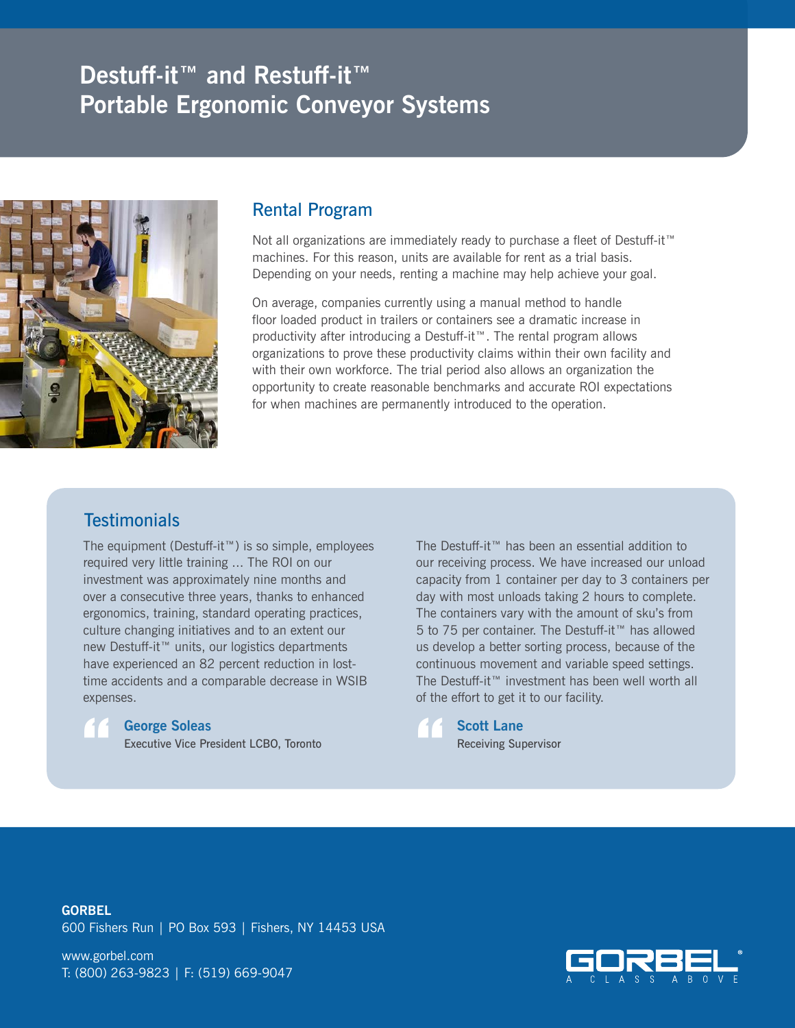# Destuff-it™ and Restuff-it™ Portable Ergonomic Conveyor Systems

## Rental Program

Not all organizations are immediately ready to purchase a fleet of Destuff-it™ machines. For this reason, units are available for rent as a trial basis. Depending on your needs, renting a machine may help achieve your goal.

On average, companies currently using a manual method to handle floor loaded product in trailers or containers see a dramatic increase in productivity after introducing a Destuff-it™. The rental program allows organizations to prove these productivity claims within their own facility and with their own workforce. The trial period also allows an organization the opportunity to create reasonable benchmarks and accurate ROI expectations for when machines are permanently introduced to the operation.

## Testimonials

The equipment (Destuff-it™) is so simple, employees required very little training ... The ROI on our investment was approximately nine months and over a consecutive three years, thanks to enhanced ergonomics, training, standard operating practices, culture changing initiatives and to an extent our new Destuff-it™ units, our logistics departments have experienced an 82 percent reduction in lost-time accidents and a comparable decrease in WSIB expenses.

**George Soleas**
Executive Vice President LCBO, Toronto

The Destuff-it™ has been an essential addition to our receiving process. We have increased our unload capacity from 1 container per day to 3 containers per day with most unloads taking 2 hours to complete. The containers vary with the amount of sku's from 5 to 75 per container. The Destuff-it™ has allowed us develop a better sorting process, because of the continuous movement and variable speed settings. The Destuff-it™ investment has been well worth all of the effort to get it to our facility.

**Scott Lane**
Receiving Supervisor

**GORBEL**
600 Fishers Run | PO Box 593 | Fishers, NY 14453 USA

www.gorbel.com
T: (800) 263-9823 | F: (519) 669-9047

GORBEL®
A CLASS ABOVE